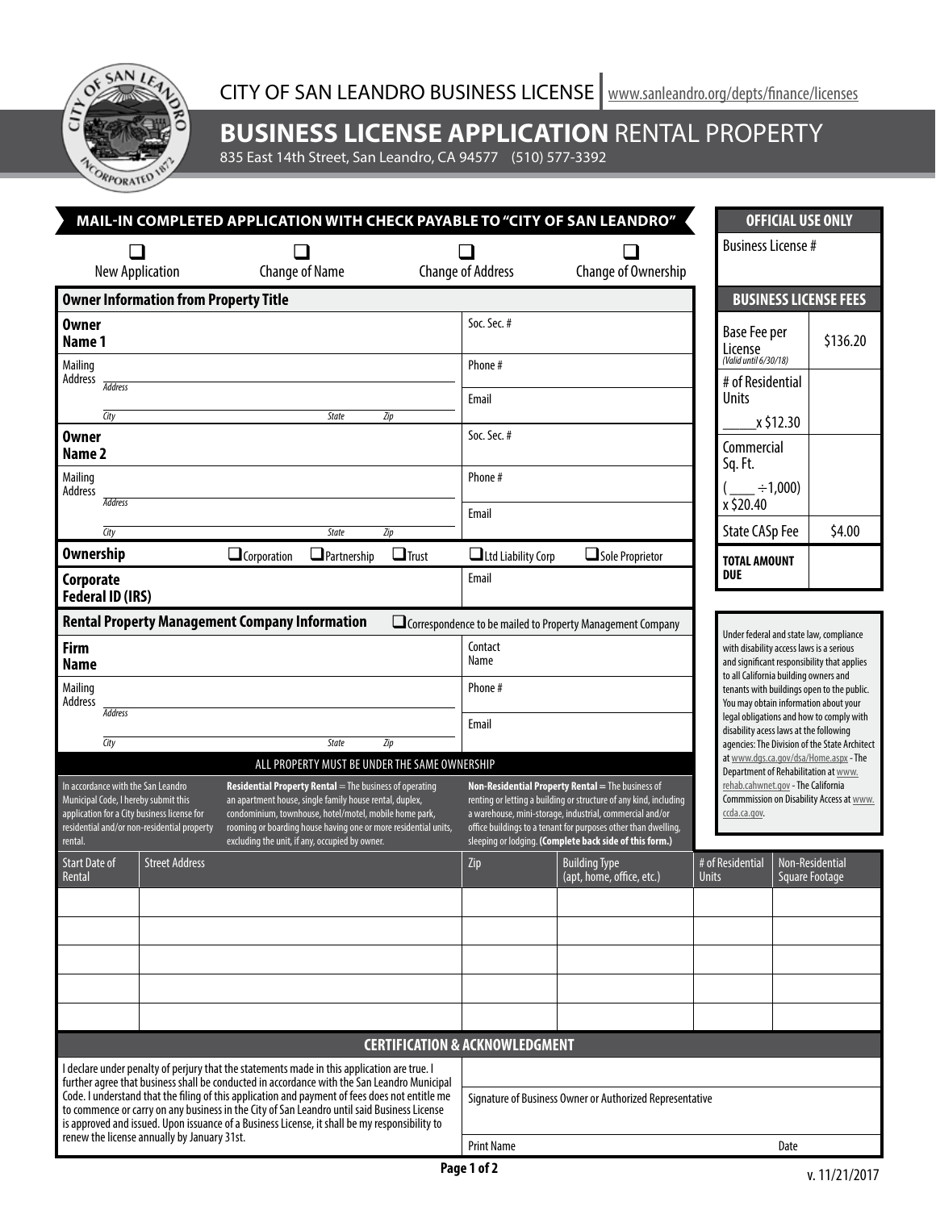# CITY OF SAN LEANDRO BUSINESS LICENSE

www.sanleandro.org/depts/finance/licenses

## BUSINESS LICENSE APPLICATION RENTAL PROPERTY

835 East 14th Street, San Leandro, CA 94577 (510) 577-3392

**MAIL-IN COMPLETED APPLICATION WITH CHECK PAYABLE TO "CITY OF SAN LEANDRO"**

☐ New Application ☐ Change of Name ☐ Change of Address ☐ Change of Ownership

### Owner Information from Property Title

| | |
|---|---|
| **Owner Name 1** | Soc. Sec. # |
| Mailing Address: Address / City / State / Zip | Phone # |
| | Email |
| **Owner Name 2** | Soc. Sec. # |
| Mailing Address: Address / City / State / Zip | Phone # |
| | Email |
| **Ownership** ☐ Corporation ☐ Partnership ☐ Trust ☐ Ltd Liability Corp ☐ Sole Proprietor | |
| **Corporate Federal ID (IRS)** | Email |

### Rental Property Management Company Information

☐ Correspondence to be mailed to Property Management Company

| | |
|---|---|
| **Firm Name** | Contact Name |
| Mailing Address: Address / City / State / Zip | Phone # |
| | Email |

ALL PROPERTY MUST BE UNDER THE SAME OWNERSHIP

In accordance with the San Leandro Municipal Code, I hereby submit this application for a City business license for residential and/or non-residential property rental.

**Residential Property Rental** = The business of operating an apartment house, single family house rental, duplex, condominium, townhouse, hotel/motel, mobile home park, rooming or boarding house having one or more residential units, excluding the unit, if any, occupied by owner.

**Non-Residential Property Rental** = The business of renting or letting a building or structure of any kind, including a warehouse, mini-storage, industrial, commercial and/or office buildings to a tenant for purposes other than dwelling, sleeping or lodging. **(Complete back side of this form.)**

| Start Date of Rental | Street Address | Zip | Building Type (apt, home, office, etc.) | # of Residential Units | Non-Residential Square Footage |
|---|---|---|---|---|---|
| | | | | | |
| | | | | | |
| | | | | | |
| | | | | | |
| | | | | | |

### OFFICIAL USE ONLY

Business License #

### BUSINESS LICENSE FEES

| | |
|---|---|
| Base Fee per License *(Valid until 6/30/18)* | $136.20 |
| # of Residential Units ____x $12.30 | |
| Commercial Sq. Ft. ( ___ ÷1,000) x $20.40 | |
| State CASp Fee | $4.00 |
| **TOTAL AMOUNT DUE** | |

Under federal and state law, compliance with disability access laws is a serious and significant responsibility that applies to all California building owners and tenants with buildings open to the public. You may obtain information about your legal obligations and how to comply with disability acess laws at the following agencies: The Division of the State Architect at www.dgs.ca.gov/dsa/Home.aspx - The Department of Rehabilitation at www.rehab.cahwnet.gov - The California Commmission on Disability Access at www.ccda.ca.gov.

### CERTIFICATION & ACKNOWLEDGMENT

I declare under penalty of perjury that the statements made in this application are true. I further agree that business shall be conducted in accordance with the San Leandro Municipal Code. I understand that the filing of this application and payment of fees does not entitle me to commence or carry on any business in the City of San Leandro until said Business License is approved and issued. Upon issuance of a Business License, it shall be my responsibility to renew the license annually by January 31st.

Signature of Business Owner or Authorized Representative

Print Name　　　　Date

v. 11/21/2017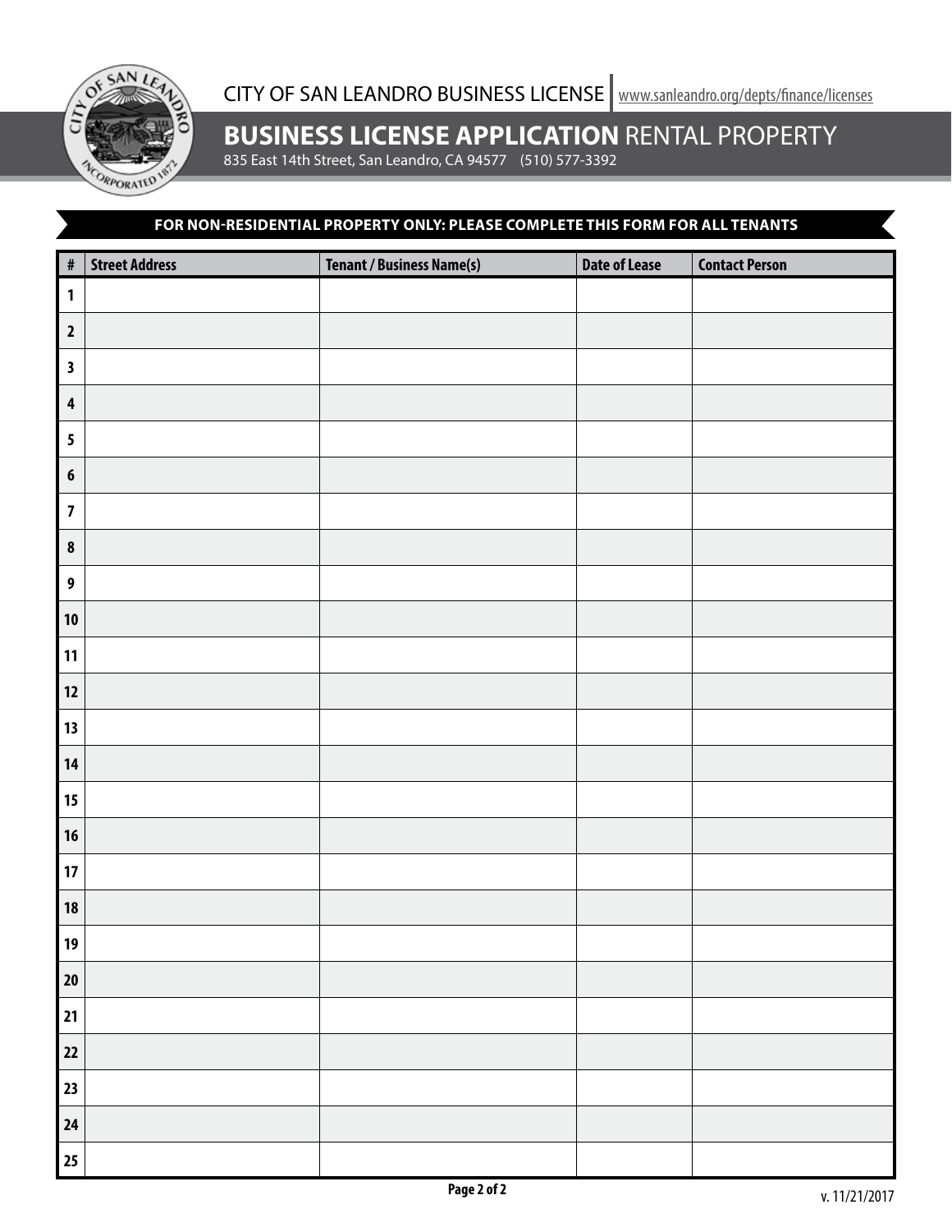CITY OF SAN LEANDRO BUSINESS LICENSE | www.sanleandro.org/depts/finance/licenses

# BUSINESS LICENSE APPLICATION RENTAL PROPERTY

835 East 14th Street, San Leandro, CA 94577 (510) 577-3392

**FOR NON-RESIDENTIAL PROPERTY ONLY: PLEASE COMPLETE THIS FORM FOR ALL TENANTS**

| # | Street Address | Tenant / Business Name(s) | Date of Lease | Contact Person |
|---|---|---|---|---|
| 1 | | | | |
| 2 | | | | |
| 3 | | | | |
| 4 | | | | |
| 5 | | | | |
| 6 | | | | |
| 7 | | | | |
| 8 | | | | |
| 9 | | | | |
| 10 | | | | |
| 11 | | | | |
| 12 | | | | |
| 13 | | | | |
| 14 | | | | |
| 15 | | | | |
| 16 | | | | |
| 17 | | | | |
| 18 | | | | |
| 19 | | | | |
| 20 | | | | |
| 21 | | | | |
| 22 | | | | |
| 23 | | | | |
| 24 | | | | |
| 25 | | | | |

v. 11/21/2017